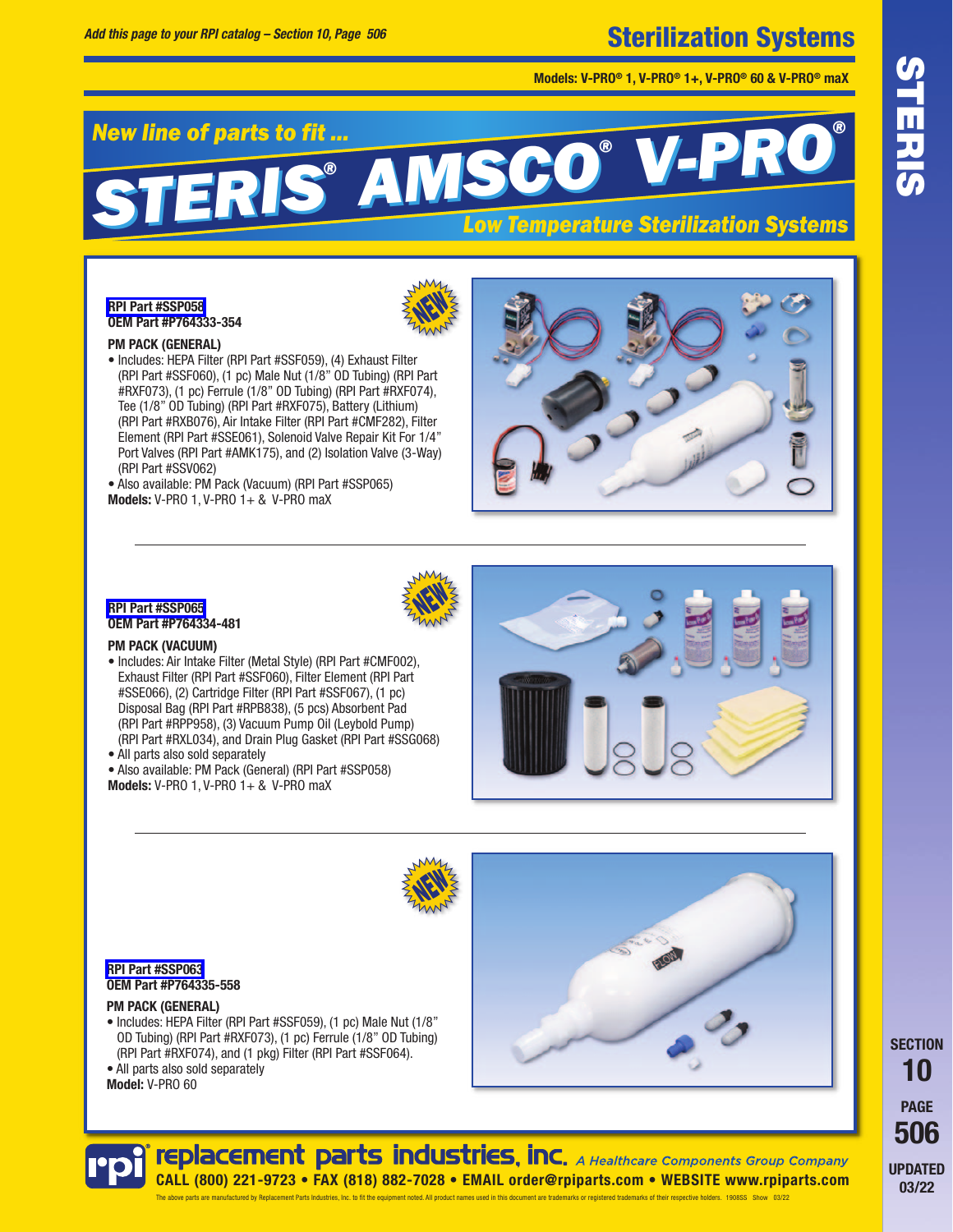Add this page to your RPI catalog – Section 10, Page 506

# Sterilization Systems

**Models: V-PRO® 1, V-PRO® 1+, V-PRO® 60 & V-PRO® maX**

*New line of parts to fit ...*

# STERIS® AMSCO® V-PRO®

***Low Temperature Sterilization Systems***

**RPI Part #SSP058**
**OEM Part #P764333-354**

NEW

**PM PACK (GENERAL)**

- Includes: HEPA Filter (RPI Part #SSF059), (4) Exhaust Filter (RPI Part #SSF060), (1 pc) Male Nut (1/8" OD Tubing) (RPI Part #RXF073), (1 pc) Ferrule (1/8" OD Tubing) (RPI Part #RXF074), Tee (1/8" OD Tubing) (RPI Part #RXF075), Battery (Lithium) (RPI Part #RXB076), Air Intake Filter (RPI Part #CMF282), Filter Element (RPI Part #SSE061), Solenoid Valve Repair Kit For 1/4" Port Valves (RPI Part #AMK175), and (2) Isolation Valve (3-Way) (RPI Part #SSV062)
- Also available: PM Pack (Vacuum) (RPI Part #SSP065)

**Models:** V-PRO 1, V-PRO 1+ & V-PRO maX

---

**RPI Part #SSP065**
**OEM Part #P764334-481**

NEW

**PM PACK (VACUUM)**

- Includes: Air Intake Filter (Metal Style) (RPI Part #CMF002), Exhaust Filter (RPI Part #SSF060), Filter Element (RPI Part #SSE066), (2) Cartridge Filter (RPI Part #SSF067), (1 pc) Disposal Bag (RPI Part #RPB838), (5 pcs) Absorbent Pad (RPI Part #RPP958), (3) Vacuum Pump Oil (Leybold Pump) (RPI Part #RXL034), and Drain Plug Gasket (RPI Part #SSG068)
- All parts also sold separately
- Also available: PM Pack (General) (RPI Part #SSP058)

**Models:** V-PRO 1, V-PRO 1+ & V-PRO maX

---

NEW

**RPI Part #SSP063**
**OEM Part #P764335-558**

**PM PACK (GENERAL)**

- Includes: HEPA Filter (RPI Part #SSF059), (1 pc) Male Nut (1/8" OD Tubing) (RPI Part #RXF073), (1 pc) Ferrule (1/8" OD Tubing) (RPI Part #RXF074), and (1 pkg) Filter (RPI Part #SSF064).
- All parts also sold separately

**Model:** V-PRO 60

STERIS

SECTION 10
PAGE 506
UPDATED 03/22

**rpi® replacement parts industries, inc.** *A Healthcare Components Group Company*

**CALL (800) 221-9723 • FAX (818) 882-7028 • EMAIL order@rpiparts.com • WEBSITE www.rpiparts.com**

The above parts are manufactured by Replacement Parts Industries, Inc. to fit the equipment noted. All product names used in this document are trademarks or registered trademarks of their respective holders. 1908SS Show 03/22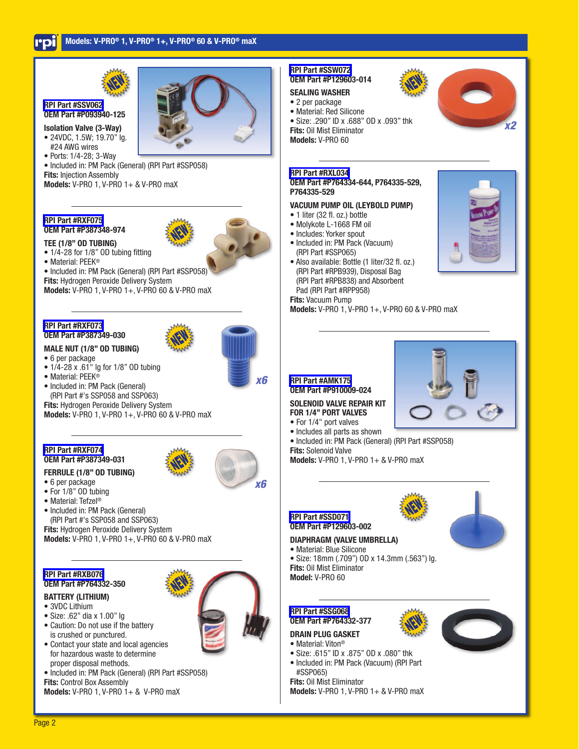## Models: V-PRO® 1, V-PRO® 1+, V-PRO® 60 & V-PRO® maX

NEW

**RPI Part #SSV062**
**OEM Part #P093940-125**

**Isolation Valve (3-Way)**
- 24VDC, 1.5W; 19.70" lg. #24 AWG wires
- Ports: 1/4-28; 3-Way
- Included in: PM Pack (General) (RPI Part #SSP058)

**Fits:** Injection Assembly
**Models:** V-PRO 1, V-PRO 1+ & V-PRO maX

---

NEW

**RPI Part #RXF075**
**OEM Part #P387348-974**

**TEE (1/8" OD TUBING)**
- 1/4-28 for 1/8" OD tubing fitting
- Material: PEEK®
- Included in: PM Pack (General) (RPI Part #SSP058)

**Fits:** Hydrogen Peroxide Delivery System
**Models:** V-PRO 1, V-PRO 1+, V-PRO 60 & V-PRO maX

---

NEW

**RPI Part #RXF073**
**OEM Part #P387349-030**

**MALE NUT (1/8" OD TUBING)**
- 6 per package
- 1/4-28 x .61" lg for 1/8" OD tubing
- Material: PEEK®
- Included in: PM Pack (General) (RPI Part #'s SSP058 and SSP063)

**Fits:** Hydrogen Peroxide Delivery System
**Models:** V-PRO 1, V-PRO 1+, V-PRO 60 & V-PRO maX

x6

---

NEW

**RPI Part #RXF074**
**OEM Part #P387349-031**

**FERRULE (1/8" OD TUBING)**
- 6 per package
- For 1/8" OD tubing
- Material: Tefzel®
- Included in: PM Pack (General) (RPI Part #'s SSP058 and SSP063)

**Fits:** Hydrogen Peroxide Delivery System
**Models:** V-PRO 1, V-PRO 1+, V-PRO 60 & V-PRO maX

x6

---

NEW

**RPI Part #RXB076**
**OEM Part #P764332-350**

**BATTERY (LITHIUM)**
- 3VDC Lithium
- Size: .62" dia x 1.00" lg
- Caution: Do not use if the battery is crushed or punctured.
- Contact your state and local agencies for hazardous waste to determine proper disposal methods.
- Included in: PM Pack (General) (RPI Part #SSP058)

**Fits:** Control Box Assembly
**Models:** V-PRO 1, V-PRO 1+ & V-PRO maX

---

NEW

**RPI Part #SSW072**
**OEM Part #P129603-014**

**SEALING WASHER**
- 2 per package
- Material: Red Silicone
- Size: .290" ID x .688" OD x .093" thk

**Fits:** Oil Mist Eliminator
**Models:** V-PRO 60

x2

---

**RPI Part #RXL034**
**OEM Part #P764334-644, P764335-529, P764335-529**

**VACUUM PUMP OIL (LEYBOLD PUMP)**
- 1 liter (32 fl. oz.) bottle
- Molykote L-1668 FM oil
- Includes: Yorker spout
- Included in: PM Pack (Vacuum) (RPI Part #SSP065)
- Also available: Bottle (1 liter/32 fl. oz.) (RPI Part #RPB939), Disposal Bag (RPI Part #RPB838) and Absorbent Pad (RPI Part #RPP958)

**Fits:** Vacuum Pump
**Models:** V-PRO 1, V-PRO 1+, V-PRO 60 & V-PRO maX

---

**RPI Part #AMK175**
**OEM Part #P910009-024**

**SOLENOID VALVE REPAIR KIT FOR 1/4" PORT VALVES**
- For 1/4" port valves
- Includes all parts as shown
- Included in: PM Pack (General) (RPI Part #SSP058)

**Fits:** Solenoid Valve
**Models:** V-PRO 1, V-PRO 1+ & V-PRO maX

---

NEW

**RPI Part #SSD071**
**OEM Part #P129603-002**

**DIAPHRAGM (VALVE UMBRELLA)**
- Material: Blue Silicone
- Size: 18mm (.709") OD x 14.3mm (.563") lg.

**Fits:** Oil Mist Eliminator
**Model:** V-PRO 60

---

NEW

**RPI Part #SSG068**
**OEM Part #P764332-377**

**DRAIN PLUG GASKET**
- Material: Viton®
- Size: .615" ID x .875" OD x .080" thk
- Included in: PM Pack (Vacuum) (RPI Part #SSP065)

**Fits:** Oil Mist Eliminator
**Models:** V-PRO 1, V-PRO 1+ & V-PRO maX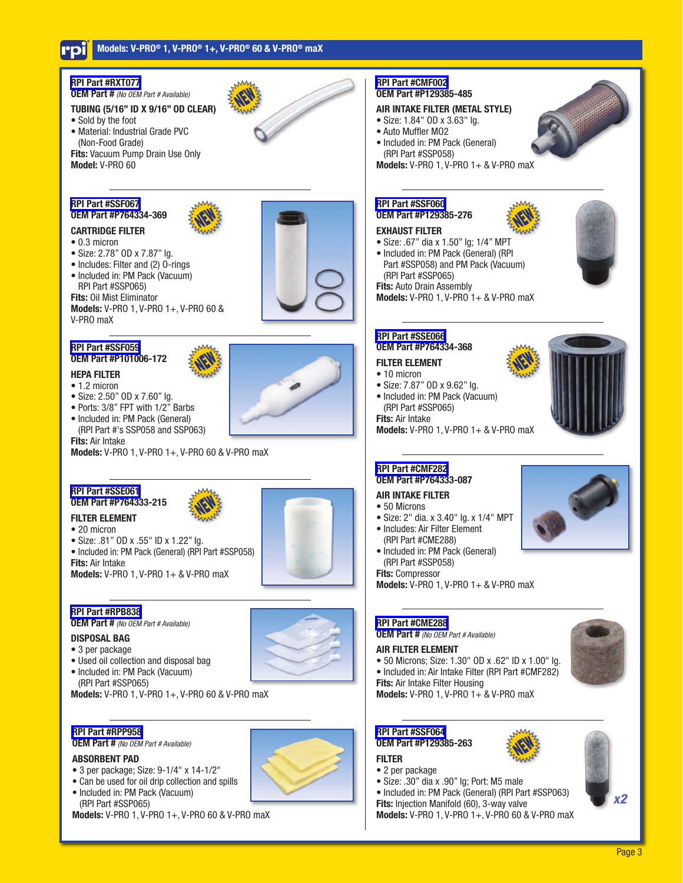## Models: V-PRO® 1, V-PRO® 1+, V-PRO® 60 & V-PRO® maX

**RPI Part #RXT077**
**OEM Part #** *(No OEM Part # Available)*

NEW

**TUBING (5/16" ID X 9/16" OD CLEAR)**
- Sold by the foot
- Material: Industrial Grade PVC (Non-Food Grade)

**Fits:** Vacuum Pump Drain Use Only
**Model:** V-PRO 60

---

**RPI Part #SSF067**
**OEM Part #P764334-369**

NEW

**CARTRIDGE FILTER**
- 0.3 micron
- Size: 2.78" OD x 7.87" lg.
- Includes: Filter and (2) O-rings
- Included in: PM Pack (Vacuum) RPI Part #SSP065)

**Fits:** Oil Mist Eliminator
**Models:** V-PRO 1, V-PRO 1+, V-PRO 60 & V-PRO maX

---

**RPI Part #SSF059**
**OEM Part #P101006-172**

NEW

**HEPA FILTER**
- 1.2 micron
- Size: 2.50" OD x 7.60" lg.
- Ports: 3/8" FPT with 1/2" Barbs
- Included in: PM Pack (General) (RPI Part #'s SSP058 and SSP063)

**Fits:** Air Intake
**Models:** V-PRO 1, V-PRO 1+, V-PRO 60 & V-PRO maX

---

**RPI Part #SSE061**
**OEM Part #P764333-215**

NEW

**FILTER ELEMENT**
- 20 micron
- Size: .81" OD x .55" ID x 1.22" lg.
- Included in: PM Pack (General) (RPI Part #SSP058)

**Fits:** Air Intake
**Models:** V-PRO 1, V-PRO 1+ & V-PRO maX

---

**RPI Part #RPB838**
**OEM Part #** *(No OEM Part # Available)*

**DISPOSAL BAG**
- 3 per package
- Used oil collection and disposal bag
- Included in: PM Pack (Vacuum) (RPI Part #SSP065)

**Models:** V-PRO 1, V-PRO 1+, V-PRO 60 & V-PRO maX

---

**RPI Part #RPP958**
**OEM Part #** *(No OEM Part # Available)*

**ABSORBENT PAD**
- 3 per package; Size: 9-1/4" x 14-1/2"
- Can be used for oil drip collection and spills
- Included in: PM Pack (Vacuum) (RPI Part #SSP065)

**Models:** V-PRO 1, V-PRO 1+, V-PRO 60 & V-PRO maX

---

**RPI Part #CMF002**
**OEM Part #P129385-485**

**AIR INTAKE FILTER (METAL STYLE)**
- Size: 1.84" OD x 3.63" lg.
- Auto Muffler M02
- Included in: PM Pack (General) (RPI Part #SSP058)

**Models:** V-PRO 1, V-PRO 1+ & V-PRO maX

---

**RPI Part #SSF060**
**OEM Part #P129385-276**

NEW

**EXHAUST FILTER**
- Size: .67" dia x 1.50" lg; 1/4" MPT
- Included in: PM Pack (General) (RPI Part #SSP058) and PM Pack (Vacuum) (RPI Part #SSP065)

**Fits:** Auto Drain Assembly
**Models:** V-PRO 1, V-PRO 1+ & V-PRO maX

---

**RPI Part #SSE066**
**OEM Part #P764334-368**

NEW

**FILTER ELEMENT**
- 10 micron
- Size: 7.87" OD x 9.62" lg.
- Included in: PM Pack (Vacuum) (RPI Part #SSP065)

**Fits:** Air Intake
**Models:** V-PRO 1, V-PRO 1+ & V-PRO maX

---

**RPI Part #CMF282**
**OEM Part #P764333-087**

**AIR INTAKE FILTER**
- 50 Microns
- Size: 2" dia. x 3.40" lg. x 1/4" MPT
- Includes: Air Filter Element (RPI Part #CME288)
- Included in: PM Pack (General) (RPI Part #SSP058)

**Fits:** Compressor
**Models:** V-PRO 1, V-PRO 1+ & V-PRO maX

---

**RPI Part #CME288**
**OEM Part #** *(No OEM Part # Available)*

**AIR FILTER ELEMENT**
- 50 Microns; Size: 1.30" OD x .62" ID x 1.00" lg.
- Included in: Air Intake Filter (RPI Part #CMF282)

**Fits:** Air Intake Filter Housing
**Models:** V-PRO 1, V-PRO 1+ & V-PRO maX

---

**RPI Part #SSF064**
**OEM Part #P129385-263**

NEW

**FILTER**
- 2 per package
- Size: .30" dia x .90" lg; Port: M5 male
- Included in: PM Pack (General) (RPI Part #SSP063)

**Fits:** Injection Manifold (60), 3-way valve
**Models:** V-PRO 1, V-PRO 1+, V-PRO 60 & V-PRO maX

x2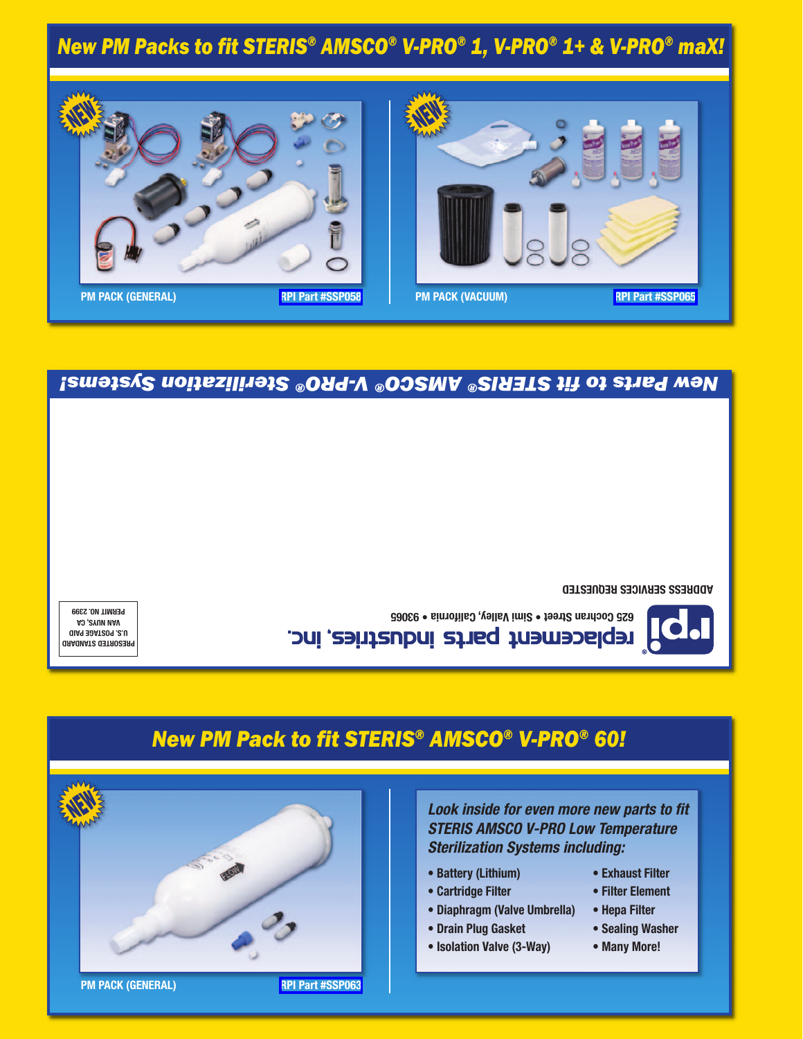## *New PM Packs to fit STERIS® AMSCO® V-PRO® 1, V-PRO® 1+ & V-PRO® maX!*

NEW

PM PACK (GENERAL) RPI Part #SSP058

NEW

PM PACK (VACUUM) RPI Part #SSP065

## *New Parts to fit STERIS® AMSCO® V-PRO® Sterilization Systems!*

ADDRESS SERVICES REQUESTED

rpi® replacement parts industries, inc.
625 Cochran Street • Simi Valley, California • 93065

PRESORTED STANDARD
U.S. POSTAGE PAID
VAN NUYS, CA
PERMIT NO. 2399

## *New PM Pack to fit STERIS® AMSCO® V-PRO® 60!*

NEW

PM PACK (GENERAL) RPI Part #SSP063

*Look inside for even more new parts to fit STERIS AMSCO V-PRO Low Temperature Sterilization Systems including:*

- Battery (Lithium)
- Cartridge Filter
- Diaphragm (Valve Umbrella)
- Drain Plug Gasket
- Isolation Valve (3-Way)
- Exhaust Filter
- Filter Element
- Hepa Filter
- Sealing Washer
- Many More!